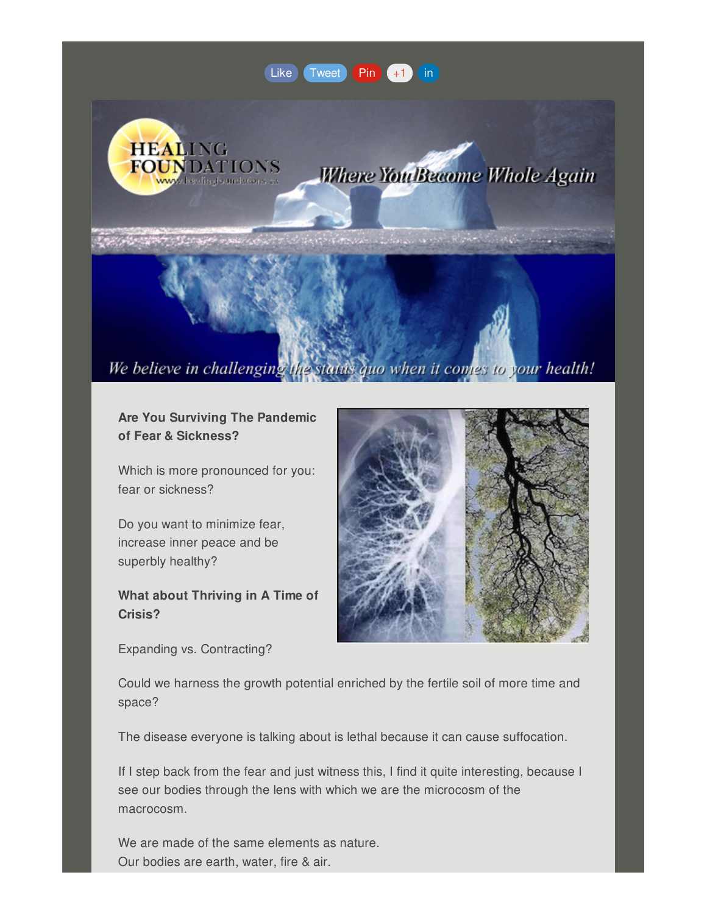Like Tweet Pin +1 in

HEALING FOUNDATIONS www.healingfoundations.ca

Where You Become Whole Again

We believe in challenging the status quo when it comes to your health!

**Are You Surviving The Pandemic of Fear & Sickness?**

Which is more pronounced for you: fear or sickness?

Do you want to minimize fear, increase inner peace and be superbly healthy?

**What about Thriving in A Time of Crisis?**

Expanding vs. Contracting?

Could we harness the growth potential enriched by the fertile soil of more time and space?

The disease everyone is talking about is lethal because it can cause suffocation.

If I step back from the fear and just witness this, I find it quite interesting, because I see our bodies through the lens with which we are the microcosm of the macrocosm.

We are made of the same elements as nature.
Our bodies are earth, water, fire & air.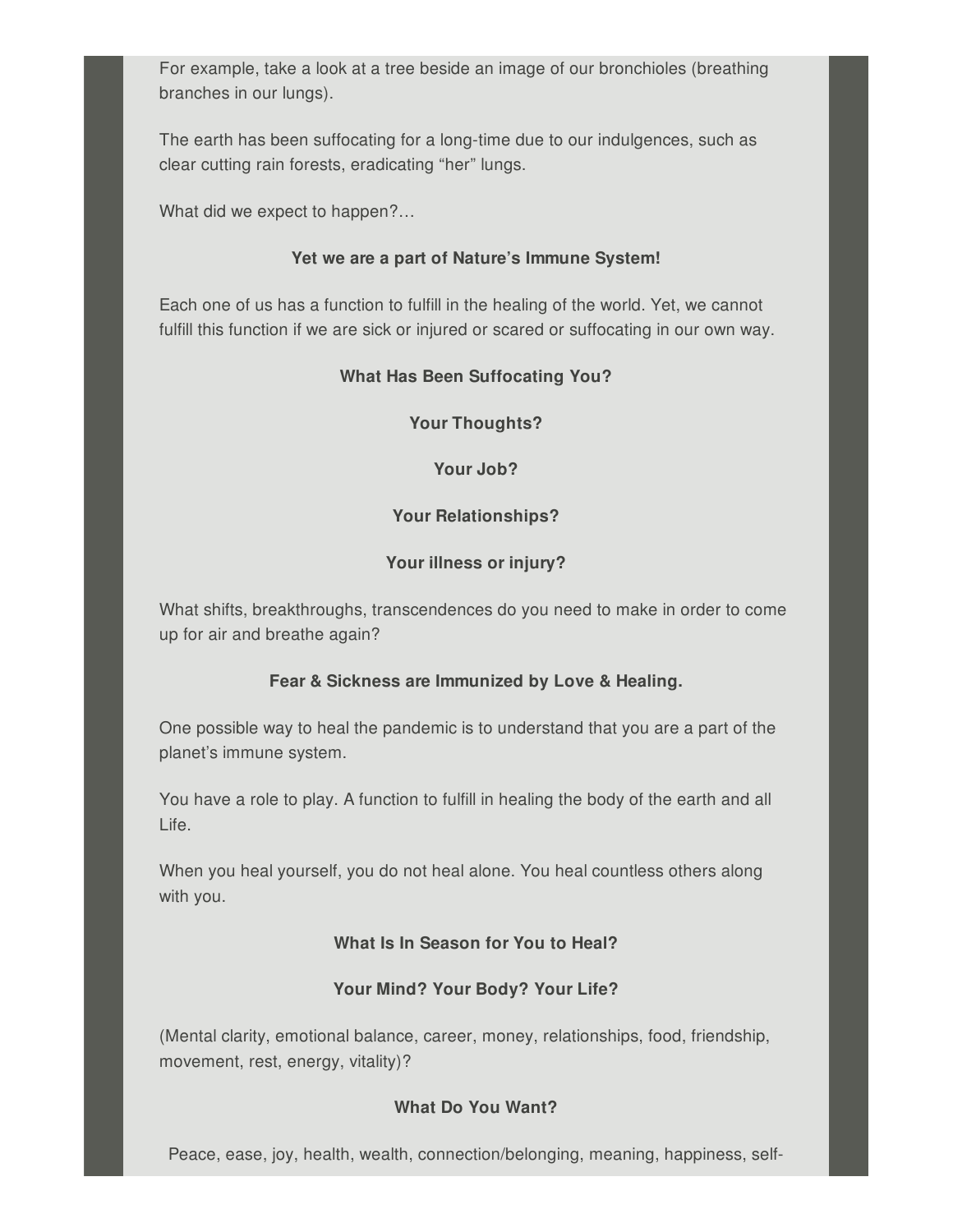For example, take a look at a tree beside an image of our bronchioles (breathing branches in our lungs).

The earth has been suffocating for a long-time due to our indulgences, such as clear cutting rain forests, eradicating “her” lungs.

What did we expect to happen?…

**Yet we are a part of Nature’s Immune System!**

Each one of us has a function to fulfill in the healing of the world. Yet, we cannot fulfill this function if we are sick or injured or scared or suffocating in our own way.

**What Has Been Suffocating You?**

**Your Thoughts?**

**Your Job?**

**Your Relationships?**

**Your illness or injury?**

What shifts, breakthroughs, transcendences do you need to make in order to come up for air and breathe again?

**Fear & Sickness are Immunized by Love & Healing.**

One possible way to heal the pandemic is to understand that you are a part of the planet’s immune system.

You have a role to play. A function to fulfill in healing the body of the earth and all Life.

When you heal yourself, you do not heal alone. You heal countless others along with you.

**What Is In Season for You to Heal?**

**Your Mind? Your Body? Your Life?**

(Mental clarity, emotional balance, career, money, relationships, food, friendship, movement, rest, energy, vitality)?

**What Do You Want?**

Peace, ease, joy, health, wealth, connection/belonging, meaning, happiness, self-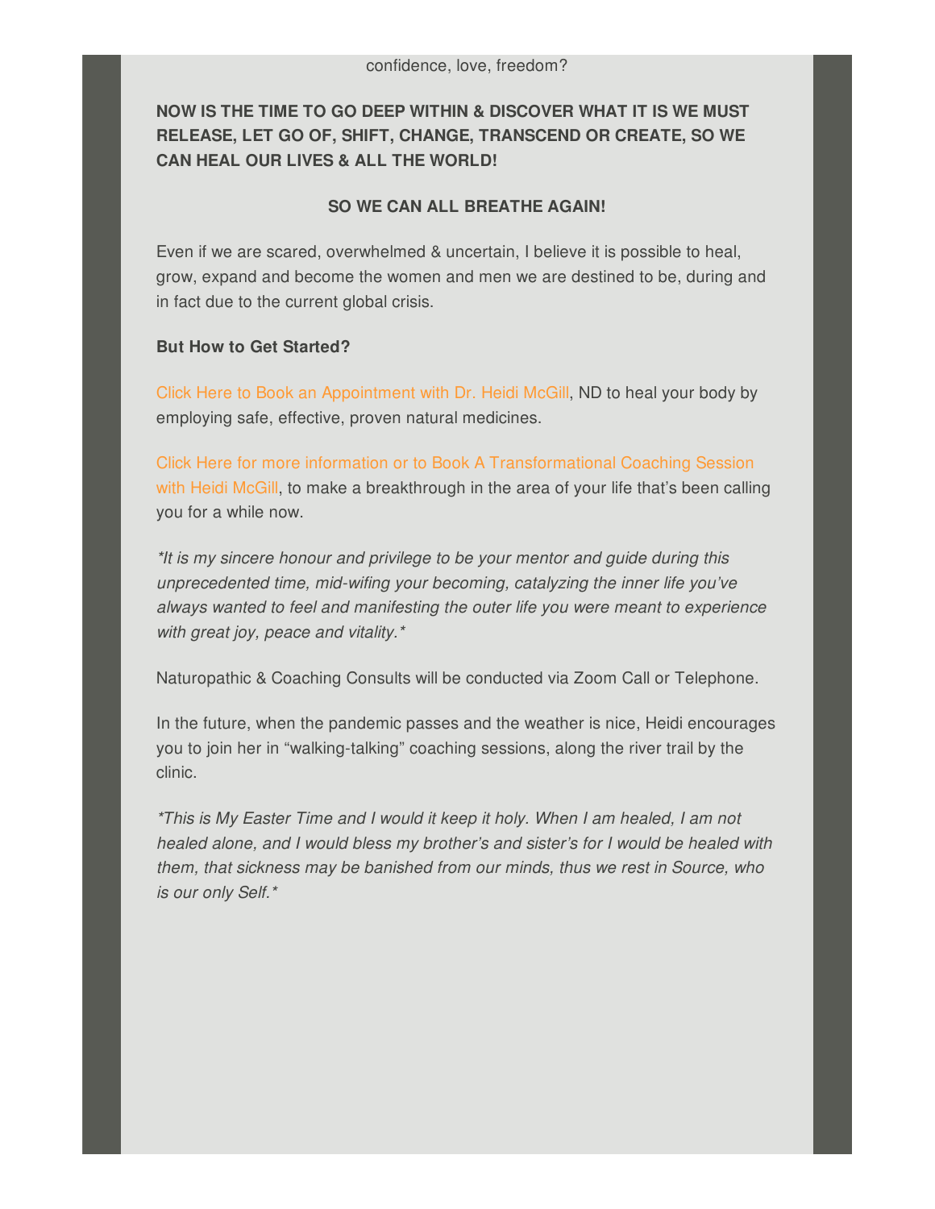confidence, love, freedom?

**NOW IS THE TIME TO GO DEEP WITHIN & DISCOVER WHAT IT IS WE MUST RELEASE, LET GO OF, SHIFT, CHANGE, TRANSCEND OR CREATE, SO WE CAN HEAL OUR LIVES & ALL THE WORLD!**

**SO WE CAN ALL BREATHE AGAIN!**

Even if we are scared, overwhelmed & uncertain, I believe it is possible to heal, grow, expand and become the women and men we are destined to be, during and in fact due to the current global crisis.

**But How to Get Started?**

Click Here to Book an Appointment with Dr. Heidi McGill, ND to heal your body by employing safe, effective, proven natural medicines.

Click Here for more information or to Book A Transformational Coaching Session with Heidi McGill, to make a breakthrough in the area of your life that's been calling you for a while now.

*\*It is my sincere honour and privilege to be your mentor and guide during this unprecedented time, mid-wifing your becoming, catalyzing the inner life you've always wanted to feel and manifesting the outer life you were meant to experience with great joy, peace and vitality.\**

Naturopathic & Coaching Consults will be conducted via Zoom Call or Telephone.

In the future, when the pandemic passes and the weather is nice, Heidi encourages you to join her in "walking-talking" coaching sessions, along the river trail by the clinic.

*\*This is My Easter Time and I would it keep it holy. When I am healed, I am not healed alone, and I would bless my brother's and sister's for I would be healed with them, that sickness may be banished from our minds, thus we rest in Source, who is our only Self.\**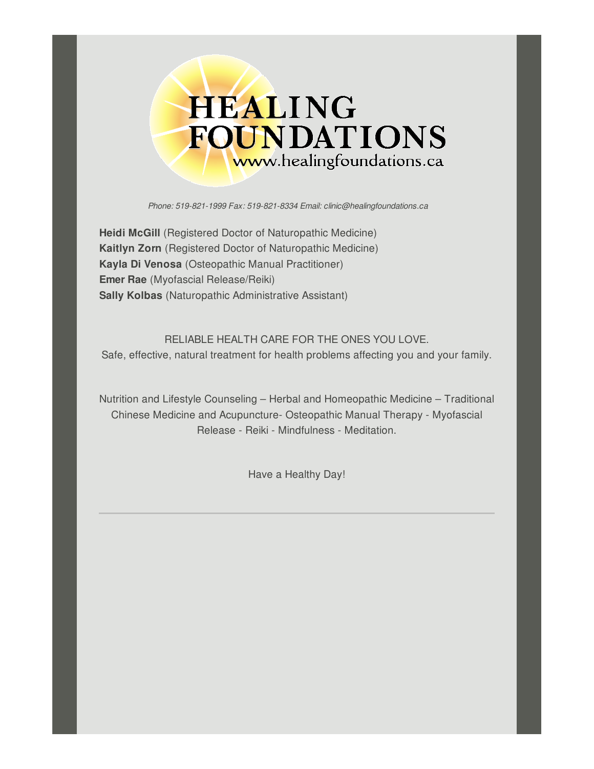# HEALING FOUNDATIONS

www.healingfoundations.ca

*Phone: 519-821-1999 Fax: 519-821-8334 Email: clinic@healingfoundations.ca*

**Heidi McGill** (Registered Doctor of Naturopathic Medicine)
**Kaitlyn Zorn** (Registered Doctor of Naturopathic Medicine)
**Kayla Di Venosa** (Osteopathic Manual Practitioner)
**Emer Rae** (Myofascial Release/Reiki)
**Sally Kolbas** (Naturopathic Administrative Assistant)

RELIABLE HEALTH CARE FOR THE ONES YOU LOVE.
Safe, effective, natural treatment for health problems affecting you and your family.

Nutrition and Lifestyle Counseling – Herbal and Homeopathic Medicine – Traditional Chinese Medicine and Acupuncture- Osteopathic Manual Therapy - Myofascial Release - Reiki - Mindfulness - Meditation.

Have a Healthy Day!

---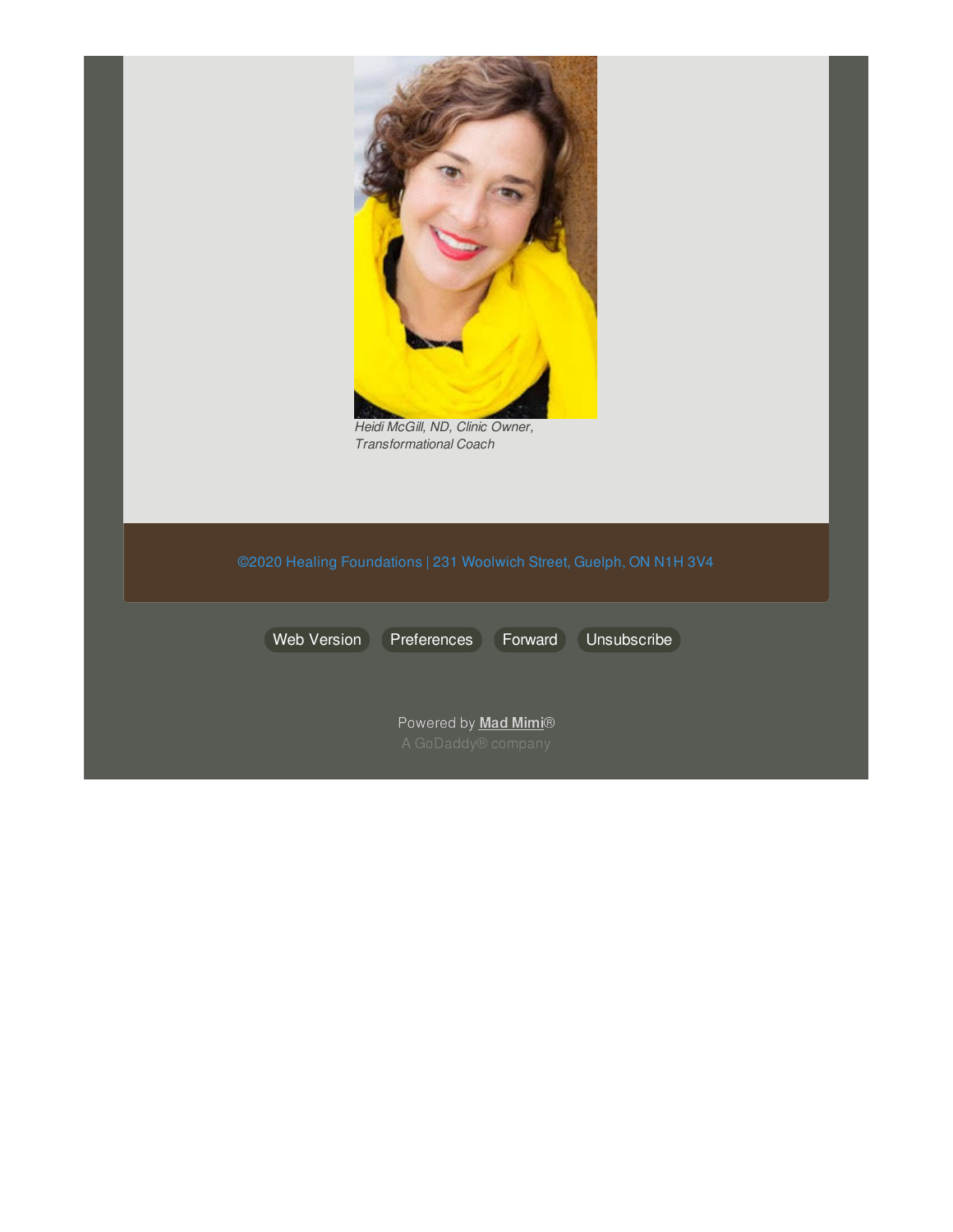*Heidi McGill, ND, Clinic Owner, Transformational Coach*

©2020 Healing Foundations | 231 Woolwich Street, Guelph, ON N1H 3V4

Web Version Preferences Forward Unsubscribe

Powered by **Mad Mimi**®
A GoDaddy® company